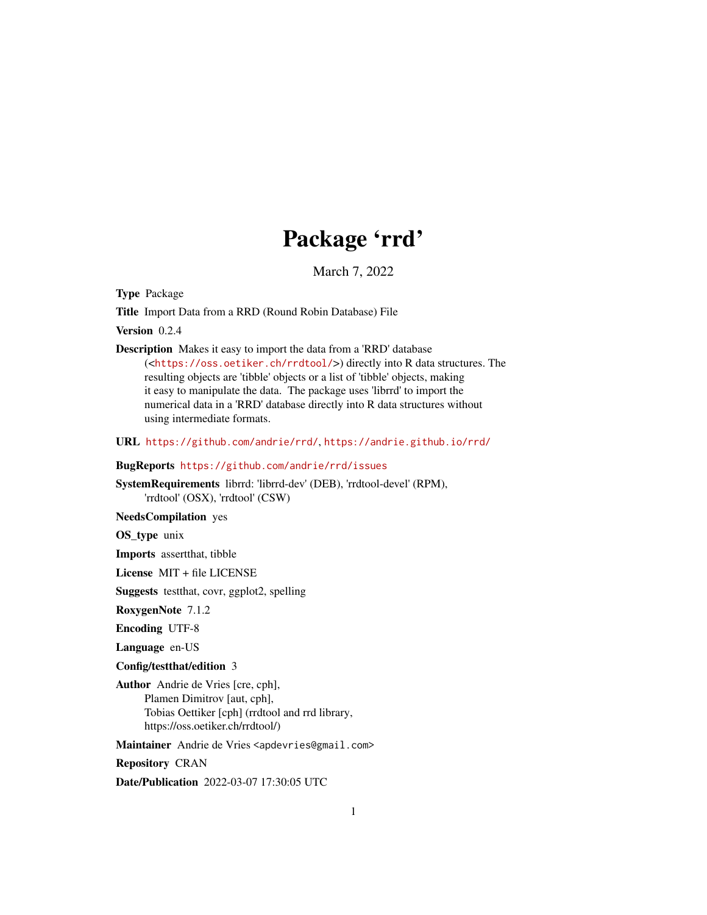# Package 'rrd'

March 7, 2022

**Type** Package

**Title** Import Data from a RRD (Round Robin Database) File

**Version** 0.2.4

**Description** Makes it easy to import the data from a 'RRD' database (<https://oss.oetiker.ch/rrdtool/>) directly into R data structures. The resulting objects are 'tibble' objects or a list of 'tibble' objects, making it easy to manipulate the data. The package uses 'librrd' to import the numerical data in a 'RRD' database directly into R data structures without using intermediate formats.

**URL** https://github.com/andrie/rrd/, https://andrie.github.io/rrd/

**BugReports** https://github.com/andrie/rrd/issues

**SystemRequirements** librrd: 'librrd-dev' (DEB), 'rrdtool-devel' (RPM), 'rrdtool' (OSX), 'rrdtool' (CSW)

**NeedsCompilation** yes

**OS_type** unix

**Imports** assertthat, tibble

**License** MIT + file LICENSE

**Suggests** testthat, covr, ggplot2, spelling

**RoxygenNote** 7.1.2

**Encoding** UTF-8

**Language** en-US

**Config/testthat/edition** 3

**Author** Andrie de Vries [cre, cph], Plamen Dimitrov [aut, cph], Tobias Oettiker [cph] (rrdtool and rrd library, https://oss.oetiker.ch/rrdtool/)

**Maintainer** Andrie de Vries <apdevries@gmail.com>

**Repository** CRAN

**Date/Publication** 2022-03-07 17:30:05 UTC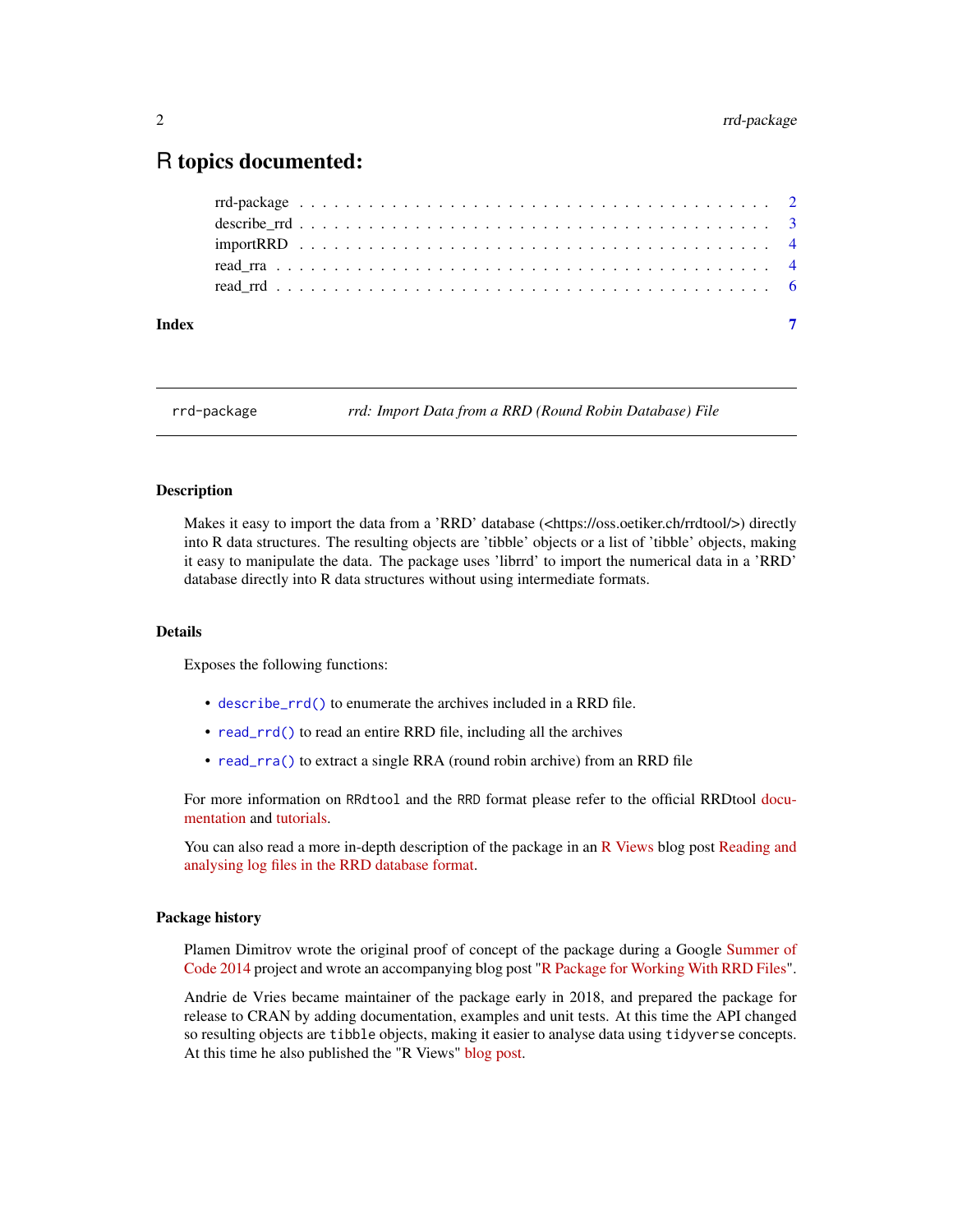# R topics documented:

| | |
|---|---|
| rrd-package | 2 |
| describe_rrd | 3 |
| importRRD | 4 |
| read_rra | 4 |
| read_rrd | 6 |
| **Index** | **7** |

---

`rrd-package` *rrd: Import Data from a RRD (Round Robin Database) File*

---

## Description

Makes it easy to import the data from a 'RRD' database (<https://oss.oetiker.ch/rrdtool/>) directly into R data structures. The resulting objects are 'tibble' objects or a list of 'tibble' objects, making it easy to manipulate the data. The package uses 'librrd' to import the numerical data in a 'RRD' database directly into R data structures without using intermediate formats.

## Details

Exposes the following functions:

- `describe_rrd()` to enumerate the archives included in a RRD file.
- `read_rrd()` to read an entire RRD file, including all the archives
- `read_rra()` to extract a single RRA (round robin archive) from an RRD file

For more information on `RRdtool` and the `RRD` format please refer to the official RRDtool documentation and tutorials.

You can also read a more in-depth description of the package in an R Views blog post Reading and analysing log files in the RRD database format.

## Package history

Plamen Dimitrov wrote the original proof of concept of the package during a Google Summer of Code 2014 project and wrote an accompanying blog post "R Package for Working With RRD Files".

Andrie de Vries became maintainer of the package early in 2018, and prepared the package for release to CRAN by adding documentation, examples and unit tests. At this time the API changed so resulting objects are `tibble` objects, making it easier to analyse data using `tidyverse` concepts. At this time he also published the "R Views" blog post.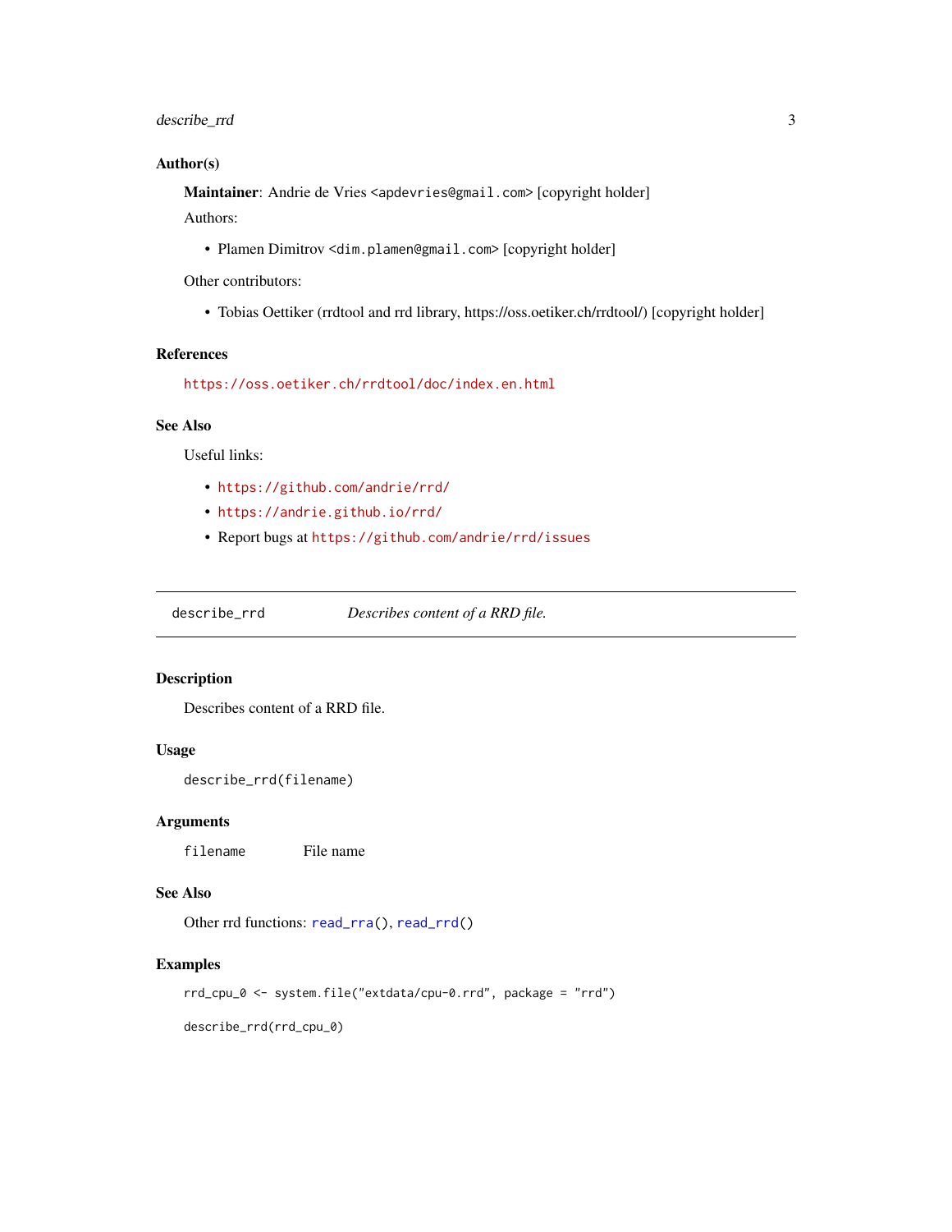### Author(s)

**Maintainer**: Andrie de Vries <apdevries@gmail.com> [copyright holder]

Authors:

- Plamen Dimitrov <dim.plamen@gmail.com> [copyright holder]

Other contributors:

- Tobias Oettiker (rrdtool and rrd library, https://oss.oetiker.ch/rrdtool/) [copyright holder]

### References

https://oss.oetiker.ch/rrdtool/doc/index.en.html

### See Also

Useful links:

- https://github.com/andrie/rrd/
- https://andrie.github.io/rrd/
- Report bugs at https://github.com/andrie/rrd/issues

---

## describe_rrd — *Describes content of a RRD file.*

---

### Description

Describes content of a RRD file.

### Usage

```
describe_rrd(filename)
```

### Arguments

| | |
|---|---|
| filename | File name |

### See Also

Other rrd functions: read_rra(), read_rrd()

### Examples

```
rrd_cpu_0 <- system.file("extdata/cpu-0.rrd", package = "rrd")

describe_rrd(rrd_cpu_0)
```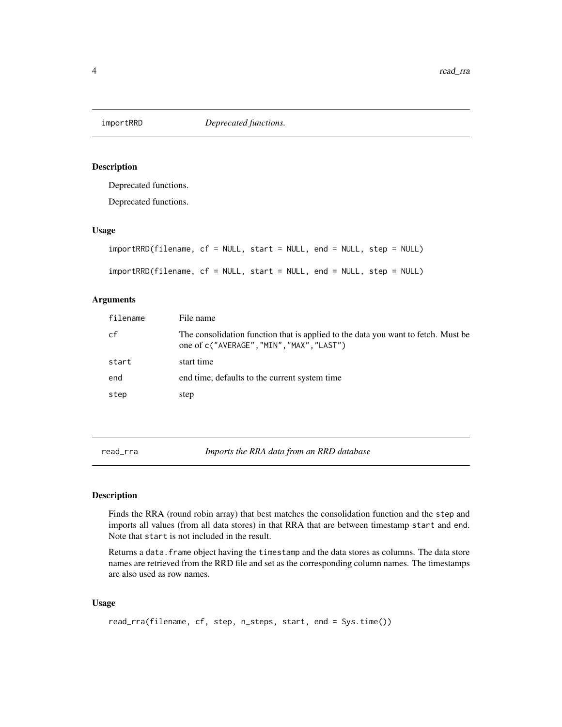## importRRD — *Deprecated functions.*

### Description

Deprecated functions.

Deprecated functions.

### Usage

```
importRRD(filename, cf = NULL, start = NULL, end = NULL, step = NULL)

importRRD(filename, cf = NULL, start = NULL, end = NULL, step = NULL)
```

### Arguments

| | |
|---|---|
| `filename` | File name |
| `cf` | The consolidation function that is applied to the data you want to fetch. Must be one of `c("AVERAGE","MIN","MAX","LAST")` |
| `start` | start time |
| `end` | end time, defaults to the current system time |
| `step` | step |

## read_rra — *Imports the RRA data from an RRD database*

### Description

Finds the RRA (round robin array) that best matches the consolidation function and the `step` and imports all values (from all data stores) in that RRA that are between timestamp `start` and `end`. Note that `start` is not included in the result.

Returns a `data.frame` object having the `timestamp` and the data stores as columns. The data store names are retrieved from the RRD file and set as the corresponding column names. The timestamps are also used as row names.

### Usage

```
read_rra(filename, cf, step, n_steps, start, end = Sys.time())
```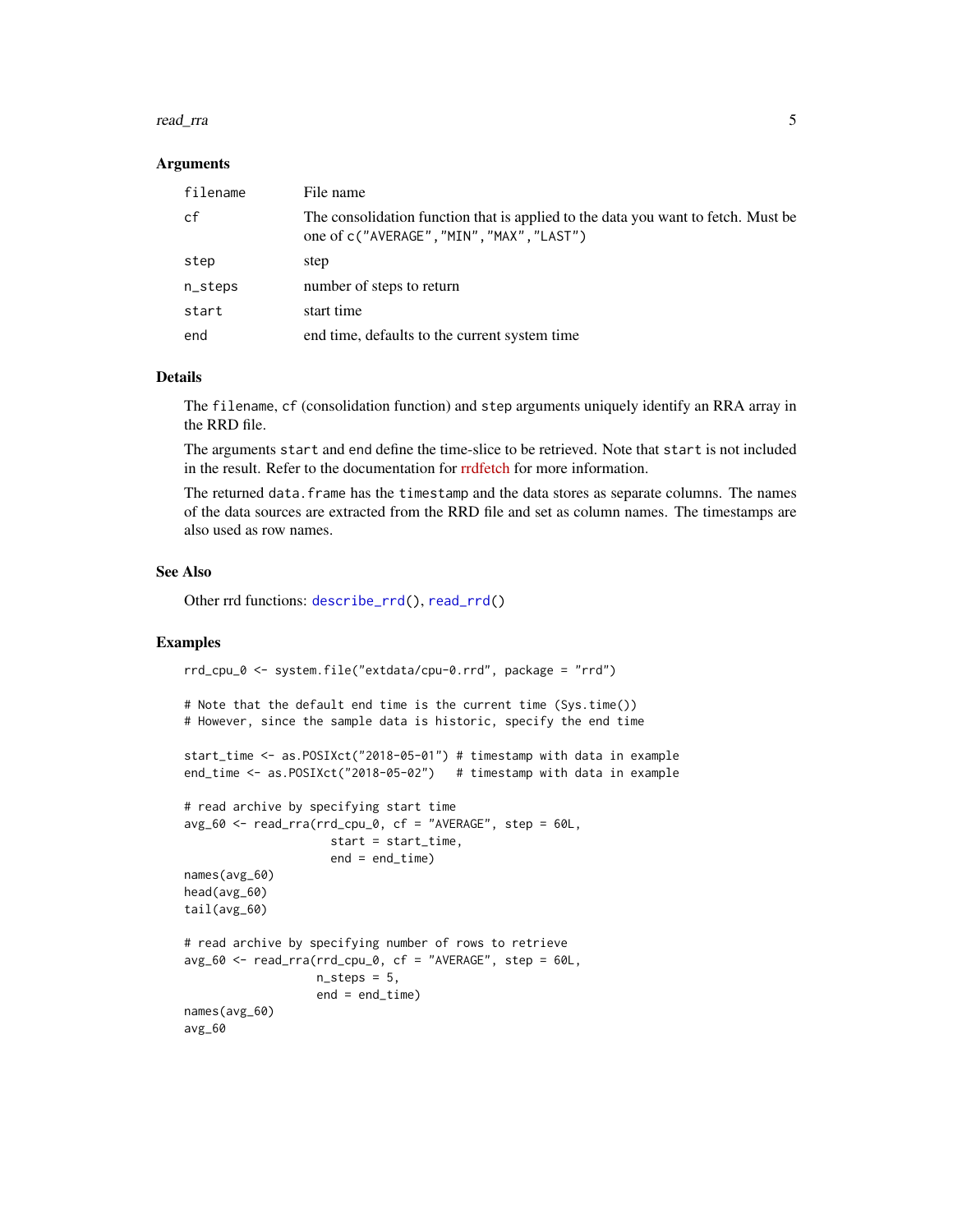### Arguments

| | |
|---|---|
| filename | File name |
| cf | The consolidation function that is applied to the data you want to fetch. Must be one of c("AVERAGE","MIN","MAX","LAST") |
| step | step |
| n_steps | number of steps to return |
| start | start time |
| end | end time, defaults to the current system time |

### Details

The filename, cf (consolidation function) and step arguments uniquely identify an RRA array in the RRD file.

The arguments start and end define the time-slice to be retrieved. Note that start is not included in the result. Refer to the documentation for rrdfetch for more information.

The returned data.frame has the timestamp and the data stores as separate columns. The names of the data sources are extracted from the RRD file and set as column names. The timestamps are also used as row names.

### See Also

Other rrd functions: describe_rrd(), read_rrd()

### Examples

```
rrd_cpu_0 <- system.file("extdata/cpu-0.rrd", package = "rrd")

# Note that the default end time is the current time (Sys.time())
# However, since the sample data is historic, specify the end time

start_time <- as.POSIXct("2018-05-01") # timestamp with data in example
end_time <- as.POSIXct("2018-05-02")   # timestamp with data in example

# read archive by specifying start time
avg_60 <- read_rra(rrd_cpu_0, cf = "AVERAGE", step = 60L,
                     start = start_time,
                     end = end_time)
names(avg_60)
head(avg_60)
tail(avg_60)

# read archive by specifying number of rows to retrieve
avg_60 <- read_rra(rrd_cpu_0, cf = "AVERAGE", step = 60L,
                   n_steps = 5,
                   end = end_time)
names(avg_60)
avg_60
```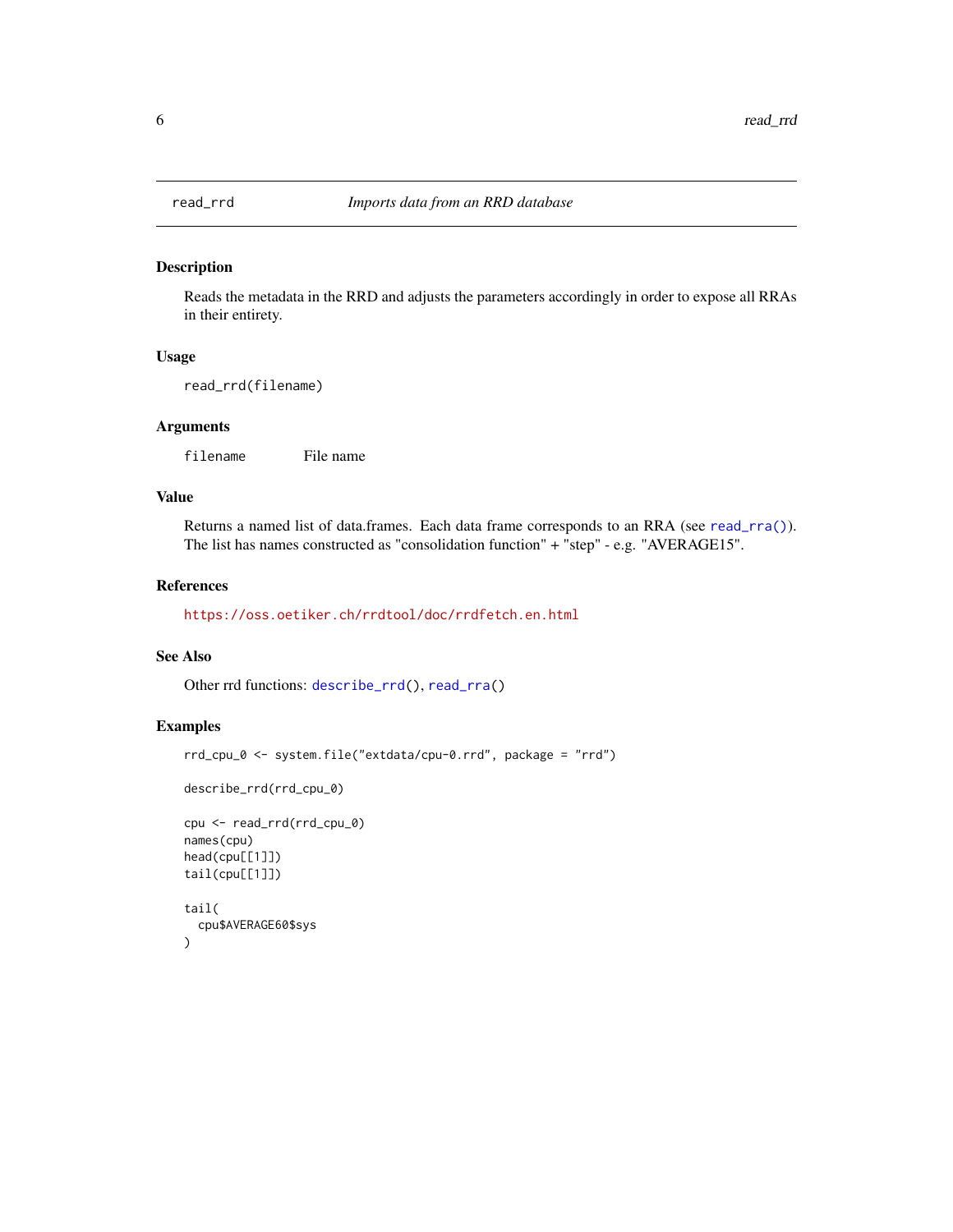## read_rrd *Imports data from an RRD database*

### Description

Reads the metadata in the RRD and adjusts the parameters accordingly in order to expose all RRAs in their entirety.

### Usage

```
read_rrd(filename)
```

### Arguments

| | |
|---|---|
| `filename` | File name |

### Value

Returns a named list of data.frames. Each data frame corresponds to an RRA (see `read_rra()`). The list has names constructed as "consolidation function" + "step" - e.g. "AVERAGE15".

### References

https://oss.oetiker.ch/rrdtool/doc/rrdfetch.en.html

### See Also

Other rrd functions: `describe_rrd()`, `read_rra()`

### Examples

```
rrd_cpu_0 <- system.file("extdata/cpu-0.rrd", package = "rrd")

describe_rrd(rrd_cpu_0)

cpu <- read_rrd(rrd_cpu_0)
names(cpu)
head(cpu[[1]])
tail(cpu[[1]])

tail(
  cpu$AVERAGE60$sys
)
```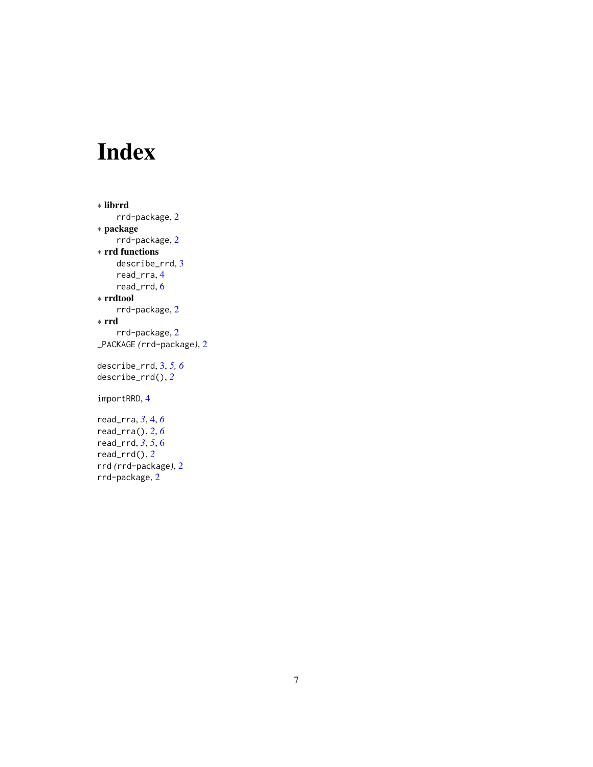# Index

∗ **librrd**
  rrd-package, 2
∗ **package**
  rrd-package, 2
∗ **rrd functions**
  describe_rrd, 3
  read_rra, 4
  read_rrd, 6
∗ **rrdtool**
  rrd-package, 2
∗ **rrd**
  rrd-package, 2
_PACKAGE *(*rrd-package*)*, 2

describe_rrd, 3, *5, 6*
describe_rrd(), *2*

importRRD, 4

read_rra, *3*, 4, *6*
read_rra(), *2*, *6*
read_rrd, *3*, *5*, 6
read_rrd(), *2*
rrd *(*rrd-package*)*, 2
rrd-package, 2